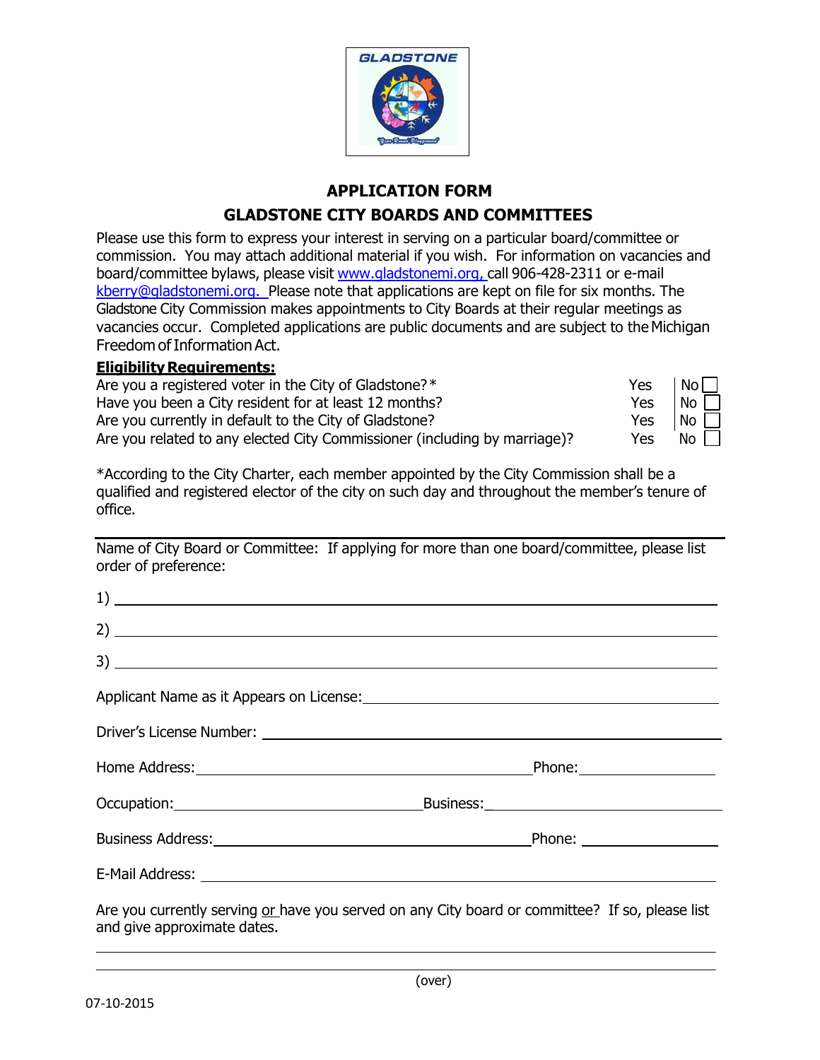# APPLICATION FORM

## GLADSTONE CITY BOARDS AND COMMITTEES

Please use this form to express your interest in serving on a particular board/committee or commission. You may attach additional material if you wish. For information on vacancies and board/committee bylaws, please visit www.gladstonemi.org, call 906-428-2311 or e-mail kberry@gladstonemi.org. Please note that applications are kept on file for six months. The Gladstone City Commission makes appointments to City Boards at their regular meetings as vacancies occur. Completed applications are public documents and are subject to the Michigan Freedom of Information Act.

**Eligibility Requirements:**

| | | |
|---|---|---|
| Are you a registered voter in the City of Gladstone?* | Yes | No ☐ |
| Have you been a City resident for at least 12 months? | Yes | No ☐ |
| Are you currently in default to the City of Gladstone? | Yes | No ☐ |
| Are you related to any elected City Commissioner (including by marriage)? | Yes | No ☐ |

*According to the City Charter, each member appointed by the City Commission shall be a qualified and registered elector of the city on such day and throughout the member's tenure of office.

---

Name of City Board or Committee: If applying for more than one board/committee, please list order of preference:

1) ______________________________

2) ______________________________

3) ______________________________

Applicant Name as it Appears on License: ______________________________

Driver's License Number: ______________________________

Home Address: ______________________________ Phone: ______________

Occupation: ______________________ Business: ______________________

Business Address: ______________________________ Phone: ______________

E-Mail Address: ______________________________

Are you currently serving or have you served on any City board or committee? If so, please list and give approximate dates.

______________________________

______________________________

(over)

07-10-2015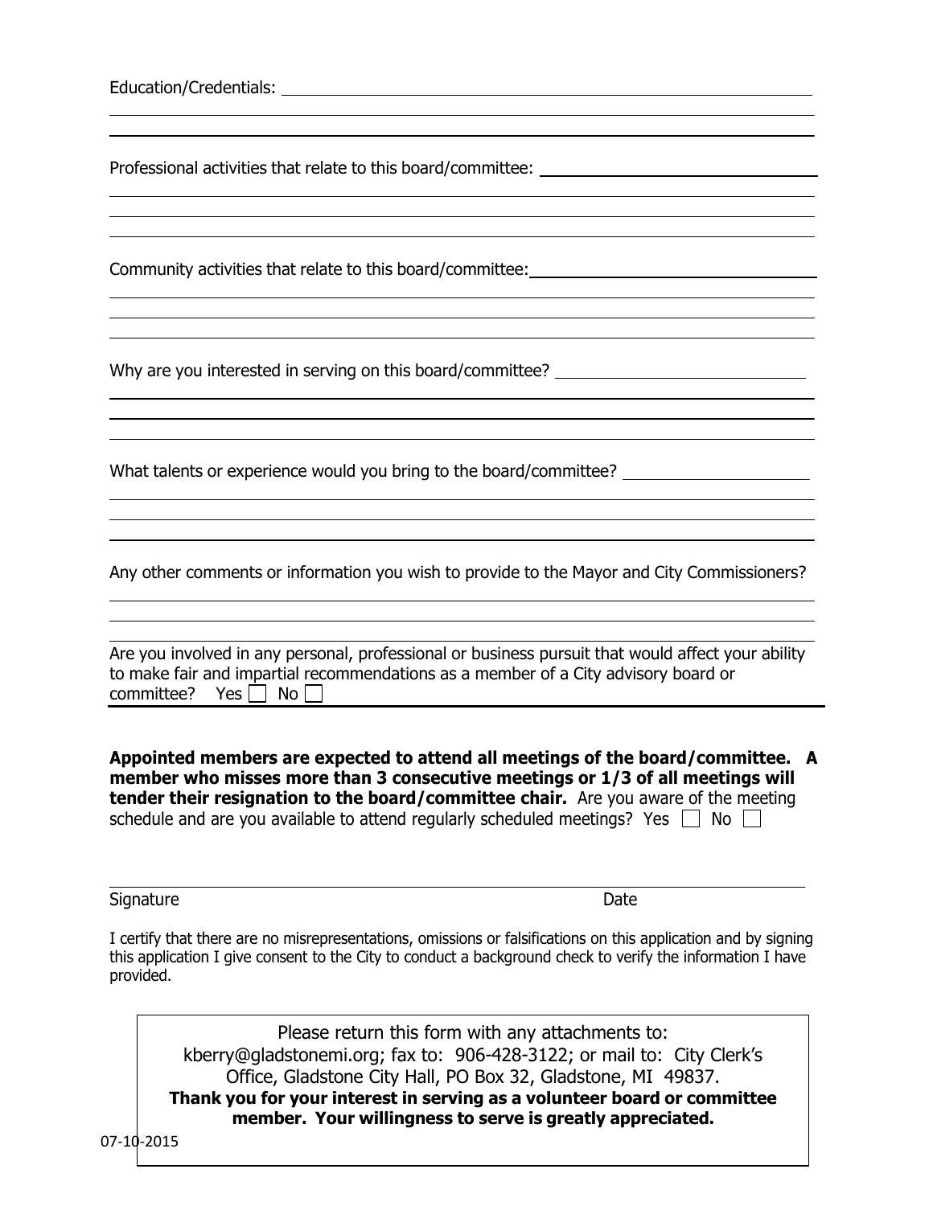Education/Credentials: ____________________________________________

Professional activities that relate to this board/committee: ____________________________________________

Community activities that relate to this board/committee: ____________________________________________

Why are you interested in serving on this board/committee? ____________________________________________

What talents or experience would you bring to the board/committee? ____________________________________________

Any other comments or information you wish to provide to the Mayor and City Commissioners?

____________________________________________

Are you involved in any personal, professional or business pursuit that would affect your ability to make fair and impartial recommendations as a member of a City advisory board or committee? Yes ☐ No ☐

**Appointed members are expected to attend all meetings of the board/committee. A member who misses more than 3 consecutive meetings or 1/3 of all meetings will tender their resignation to the board/committee chair.** Are you aware of the meeting schedule and are you available to attend regularly scheduled meetings? Yes ☐ No ☐

____________________________________________

Signature Date

I certify that there are no misrepresentations, omissions or falsifications on this application and by signing this application I give consent to the City to conduct a background check to verify the information I have provided.

Please return this form with any attachments to: kberry@gladstonemi.org; fax to: 906-428-3122; or mail to: City Clerk's Office, Gladstone City Hall, PO Box 32, Gladstone, MI 49837.

**Thank you for your interest in serving as a volunteer board or committee member. Your willingness to serve is greatly appreciated.**

07-10-2015